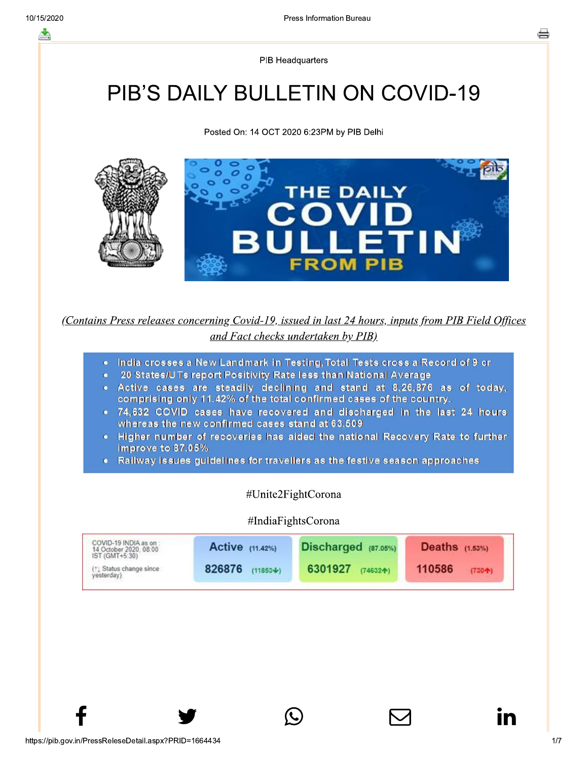PIB Headquarters

# PIB'S DAILY BULLETIN ON COVID-19

Posted On: 14 OCT 2020 6:23PM by PIB Delhi

*(Contains Press releases concerning Covid-19, issued in last 24 hours, inputs from PIB Field Offices and Fact checks undertaken by PIB)*

- India crosses a New Landmark in Testing, Total Tests cross a Record of 9 cr
- 20 States/UTs report Positivity Rate less than National Average
- Active cases are steadily declining and stand at 8,26,876 as of today, comprising only 11.42% of the total confirmed cases of the country.
- 74,632 COVID cases have recovered and discharged in the last 24 hours whereas the new confirmed cases stand at 63,509
- Higher number of recoveries has aided the national Recovery Rate to further improve to 87.05%
- Railway issues guidelines for travellers as the festive season approaches

#Unite2FightCorona

#IndiaFightsCorona

| COVID-19 INDIA as on : 14 October 2020, 08:00 IST (GMT+5:30) (↑↓ Status change since yesterday) | Active (11.42%) | Discharged (87.05%) | Deaths (1.53%) |
|---|---|---|---|
| | 826876 (11853↓) | 6301927 (74632↑) | 110586 (730↑) |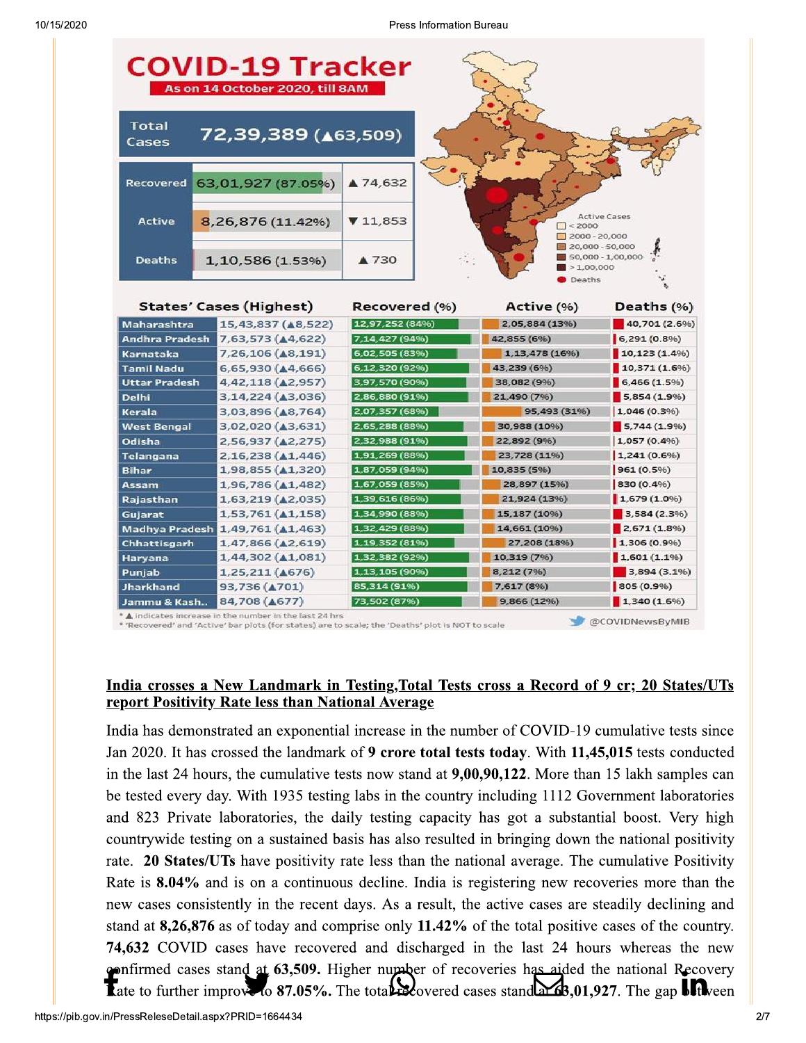# COVID-19 Tracker

As on 14 October 2020, till 8AM

| Total Cases | 72,39,389 (▲63,509) |
|---|---|
| Recovered | 63,01,927 (87.05%) ▲74,632 |
| Active | 8,26,876 (11.42%) ▼11,853 |
| Deaths | 1,10,586 (1.53%) ▲730 |

Active Cases: < 2000; 2000 - 20,000; 20,000 - 50,000; 50,000 - 1,00,000; > 1,00,000; Deaths

| States' Cases (Highest) | | Recovered (%) | Active (%) | Deaths (%) |
|---|---|---|---|---|
| Maharashtra | 15,43,837 (▲8,522) | 12,97,252 (84%) | 2,05,884 (13%) | 40,701 (2.6%) |
| Andhra Pradesh | 7,63,573 (▲4,622) | 7,14,427 (94%) | 42,855 (6%) | 6,291 (0.8%) |
| Karnataka | 7,26,106 (▲8,191) | 6,02,505 (83%) | 1,13,478 (16%) | 10,123 (1.4%) |
| Tamil Nadu | 6,65,930 (▲4,666) | 6,12,320 (92%) | 43,239 (6%) | 10,371 (1.6%) |
| Uttar Pradesh | 4,42,118 (▲2,957) | 3,97,570 (90%) | 38,082 (9%) | 6,466 (1.5%) |
| Delhi | 3,14,224 (▲3,036) | 2,86,880 (91%) | 21,490 (7%) | 5,854 (1.9%) |
| Kerala | 3,03,896 (▲8,764) | 2,07,357 (68%) | 95,493 (31%) | 1,046 (0.3%) |
| West Bengal | 3,02,020 (▲3,631) | 2,65,288 (88%) | 30,988 (10%) | 5,744 (1.9%) |
| Odisha | 2,56,937 (▲2,275) | 2,32,988 (91%) | 22,892 (9%) | 1,057 (0.4%) |
| Telangana | 2,16,238 (▲1,446) | 1,91,269 (88%) | 23,728 (11%) | 1,241 (0.6%) |
| Bihar | 1,98,855 (▲1,320) | 1,87,059 (94%) | 10,835 (5%) | 961 (0.5%) |
| Assam | 1,96,786 (▲1,482) | 1,67,059 (85%) | 28,897 (15%) | 830 (0.4%) |
| Rajasthan | 1,63,219 (▲2,035) | 1,39,616 (86%) | 21,924 (13%) | 1,679 (1.0%) |
| Gujarat | 1,53,761 (▲1,158) | 1,34,990 (88%) | 15,187 (10%) | 3,584 (2.3%) |
| Madhya Pradesh | 1,49,761 (▲1,463) | 1,32,429 (88%) | 14,661 (10%) | 2,671 (1.8%) |
| Chhattisgarh | 1,47,866 (▲2,619) | 1,19,352 (81%) | 27,208 (18%) | 1,306 (0.9%) |
| Haryana | 1,44,302 (▲1,081) | 1,32,382 (92%) | 10,319 (7%) | 1,601 (1.1%) |
| Punjab | 1,25,211 (▲676) | 1,13,105 (90%) | 8,212 (7%) | 3,894 (3.1%) |
| Jharkhand | 93,736 (▲701) | 85,314 (91%) | 7,617 (8%) | 805 (0.9%) |
| Jammu & Kash.. | 84,708 (▲677) | 73,502 (87%) | 9,866 (12%) | 1,340 (1.6%) |

* ▲ indicates increase in the number in the last 24 hrs
* 'Recovered' and 'Active' bar plots (for states) are to scale; the 'Deaths' plot is NOT to scale

@COVIDNewsByMIB

**India crosses a New Landmark in Testing,Total Tests cross a Record of 9 cr; 20 States/UTs report Positivity Rate less than National Average**

India has demonstrated an exponential increase in the number of COVID-19 cumulative tests since Jan 2020. It has crossed the landmark of **9 crore total tests today**. With **11,45,015** tests conducted in the last 24 hours, the cumulative tests now stand at **9,00,90,122**. More than 15 lakh samples can be tested every day. With 1935 testing labs in the country including 1112 Government laboratories and 823 Private laboratories, the daily testing capacity has got a substantial boost. Very high countrywide testing on a sustained basis has also resulted in bringing down the national positivity rate. **20 States/UTs** have positivity rate less than the national average. The cumulative Positivity Rate is **8.04%** and is on a continuous decline. India is registering new recoveries more than the new cases consistently in the recent days. As a result, the active cases are steadily declining and stand at **8,26,876** as of today and comprise only **11.42%** of the total positive cases of the country. **74,632** COVID cases have recovered and discharged in the last 24 hours whereas the new confirmed cases stand at **63,509.** Higher number of recoveries has aided the national Recovery Rate to further improve to **87.05%.** The total recovered cases stand at 63,01,927. The gap between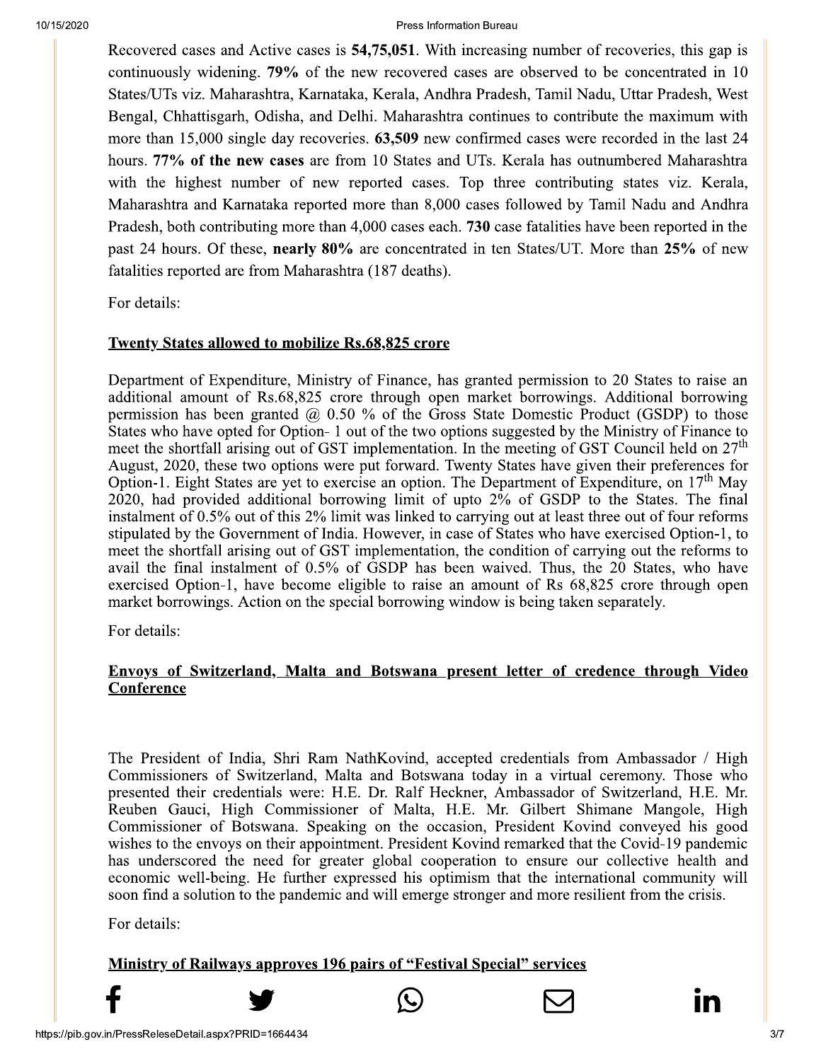Recovered cases and Active cases is **54,75,051**. With increasing number of recoveries, this gap is continuously widening. **79%** of the new recovered cases are observed to be concentrated in 10 States/UTs viz. Maharashtra, Karnataka, Kerala, Andhra Pradesh, Tamil Nadu, Uttar Pradesh, West Bengal, Chhattisgarh, Odisha, and Delhi. Maharashtra continues to contribute the maximum with more than 15,000 single day recoveries. **63,509** new confirmed cases were recorded in the last 24 hours. **77% of the new cases** are from 10 States and UTs. Kerala has outnumbered Maharashtra with the highest number of new reported cases. Top three contributing states viz. Kerala, Maharashtra and Karnataka reported more than 8,000 cases followed by Tamil Nadu and Andhra Pradesh, both contributing more than 4,000 cases each. **730** case fatalities have been reported in the past 24 hours. Of these, **nearly 80%** are concentrated in ten States/UT. More than **25%** of new fatalities reported are from Maharashtra (187 deaths).

For details:

**Twenty States allowed to mobilize Rs.68,825 crore**

Department of Expenditure, Ministry of Finance, has granted permission to 20 States to raise an additional amount of Rs.68,825 crore through open market borrowings. Additional borrowing permission has been granted @ 0.50 % of the Gross State Domestic Product (GSDP) to those States who have opted for Option- 1 out of the two options suggested by the Ministry of Finance to meet the shortfall arising out of GST implementation. In the meeting of GST Council held on 27th August, 2020, these two options were put forward. Twenty States have given their preferences for Option-1. Eight States are yet to exercise an option. The Department of Expenditure, on 17th May 2020, had provided additional borrowing limit of upto 2% of GSDP to the States. The final instalment of 0.5% out of this 2% limit was linked to carrying out at least three out of four reforms stipulated by the Government of India. However, in case of States who have exercised Option-1, to meet the shortfall arising out of GST implementation, the condition of carrying out the reforms to avail the final instalment of 0.5% of GSDP has been waived. Thus, the 20 States, who have exercised Option-1, have become eligible to raise an amount of Rs 68,825 crore through open market borrowings. Action on the special borrowing window is being taken separately.

For details:

**Envoys of Switzerland, Malta and Botswana present letter of credence through Video Conference**

The President of India, Shri Ram NathKovind, accepted credentials from Ambassador / High Commissioners of Switzerland, Malta and Botswana today in a virtual ceremony. Those who presented their credentials were: H.E. Dr. Ralf Heckner, Ambassador of Switzerland, H.E. Mr. Reuben Gauci, High Commissioner of Malta, H.E. Mr. Gilbert Shimane Mangole, High Commissioner of Botswana. Speaking on the occasion, President Kovind conveyed his good wishes to the envoys on their appointment. President Kovind remarked that the Covid-19 pandemic has underscored the need for greater global cooperation to ensure our collective health and economic well-being. He further expressed his optimism that the international community will soon find a solution to the pandemic and will emerge stronger and more resilient from the crisis.

For details:

**Ministry of Railways approves 196 pairs of "Festival Special" services**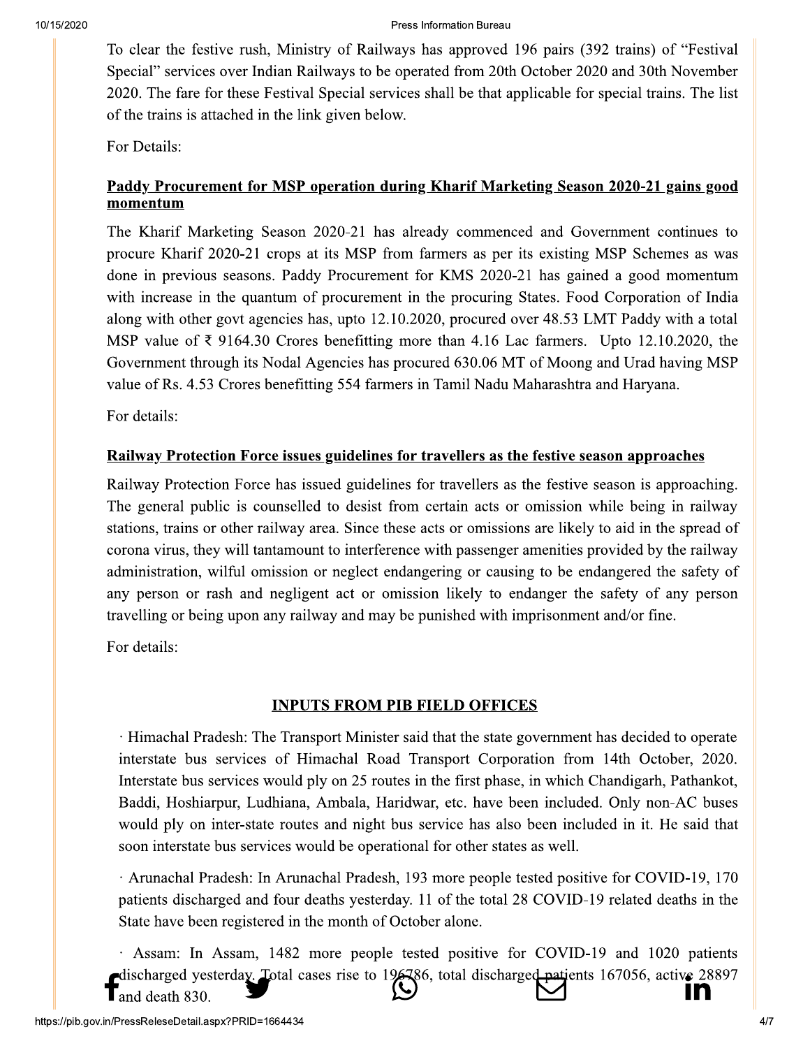To clear the festive rush, Ministry of Railways has approved 196 pairs (392 trains) of "Festival Special" services over Indian Railways to be operated from 20th October 2020 and 30th November 2020. The fare for these Festival Special services shall be that applicable for special trains. The list of the trains is attached in the link given below.

For Details:

**Paddy Procurement for MSP operation during Kharif Marketing Season 2020-21 gains good momentum**

The Kharif Marketing Season 2020-21 has already commenced and Government continues to procure Kharif 2020-21 crops at its MSP from farmers as per its existing MSP Schemes as was done in previous seasons. Paddy Procurement for KMS 2020-21 has gained a good momentum with increase in the quantum of procurement in the procuring States. Food Corporation of India along with other govt agencies has, upto 12.10.2020, procured over 48.53 LMT Paddy with a total MSP value of ₹ 9164.30 Crores benefitting more than 4.16 Lac farmers. Upto 12.10.2020, the Government through its Nodal Agencies has procured 630.06 MT of Moong and Urad having MSP value of Rs. 4.53 Crores benefitting 554 farmers in Tamil Nadu Maharashtra and Haryana.

For details:

**Railway Protection Force issues guidelines for travellers as the festive season approaches**

Railway Protection Force has issued guidelines for travellers as the festive season is approaching. The general public is counselled to desist from certain acts or omission while being in railway stations, trains or other railway area. Since these acts or omissions are likely to aid in the spread of corona virus, they will tantamount to interference with passenger amenities provided by the railway administration, wilful omission or neglect endangering or causing to be endangered the safety of any person or rash and negligent act or omission likely to endanger the safety of any person travelling or being upon any railway and may be punished with imprisonment and/or fine.

For details:

## INPUTS FROM PIB FIELD OFFICES

· Himachal Pradesh: The Transport Minister said that the state government has decided to operate interstate bus services of Himachal Road Transport Corporation from 14th October, 2020. Interstate bus services would ply on 25 routes in the first phase, in which Chandigarh, Pathankot, Baddi, Hoshiarpur, Ludhiana, Ambala, Haridwar, etc. have been included. Only non-AC buses would ply on inter-state routes and night bus service has also been included in it. He said that soon interstate bus services would be operational for other states as well.

· Arunachal Pradesh: In Arunachal Pradesh, 193 more people tested positive for COVID-19, 170 patients discharged and four deaths yesterday. 11 of the total 28 COVID-19 related deaths in the State have been registered in the month of October alone.

· Assam: In Assam, 1482 more people tested positive for COVID-19 and 1020 patients discharged yesterday. Total cases rise to 196786, total discharged patients 167056, active 28897 and death 830.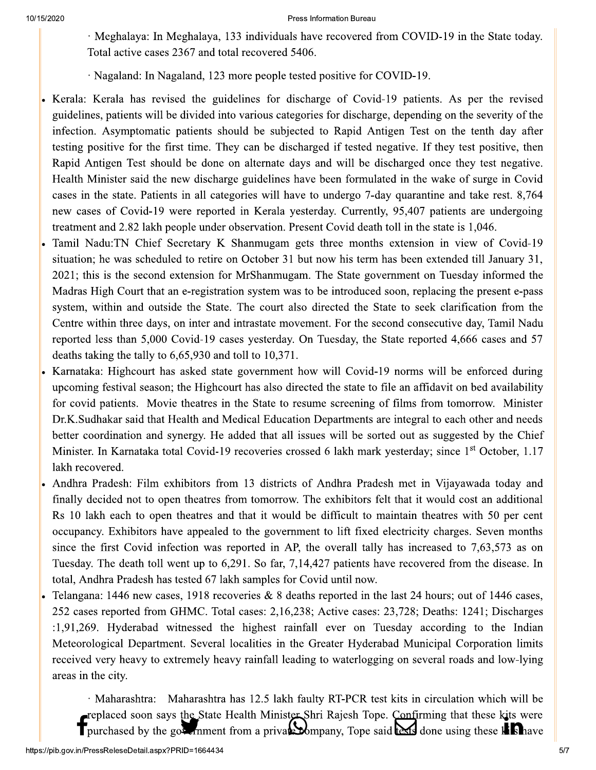· Meghalaya: In Meghalaya, 133 individuals have recovered from COVID-19 in the State today. Total active cases 2367 and total recovered 5406.

· Nagaland: In Nagaland, 123 more people tested positive for COVID-19.

- Kerala: Kerala has revised the guidelines for discharge of Covid-19 patients. As per the revised guidelines, patients will be divided into various categories for discharge, depending on the severity of the infection. Asymptomatic patients should be subjected to Rapid Antigen Test on the tenth day after testing positive for the first time. They can be discharged if tested negative. If they test positive, then Rapid Antigen Test should be done on alternate days and will be discharged once they test negative. Health Minister said the new discharge guidelines have been formulated in the wake of surge in Covid cases in the state. Patients in all categories will have to undergo 7-day quarantine and take rest. 8,764 new cases of Covid-19 were reported in Kerala yesterday. Currently, 95,407 patients are undergoing treatment and 2.82 lakh people under observation. Present Covid death toll in the state is 1,046.
- Tamil Nadu:TN Chief Secretary K Shanmugam gets three months extension in view of Covid-19 situation; he was scheduled to retire on October 31 but now his term has been extended till January 31, 2021; this is the second extension for MrShanmugam. The State government on Tuesday informed the Madras High Court that an e-registration system was to be introduced soon, replacing the present e-pass system, within and outside the State. The court also directed the State to seek clarification from the Centre within three days, on inter and intrastate movement. For the second consecutive day, Tamil Nadu reported less than 5,000 Covid-19 cases yesterday. On Tuesday, the State reported 4,666 cases and 57 deaths taking the tally to 6,65,930 and toll to 10,371.
- Karnataka: Highcourt has asked state government how will Covid-19 norms will be enforced during upcoming festival season; the Highcourt has also directed the state to file an affidavit on bed availability for covid patients. Movie theatres in the State to resume screening of films from tomorrow. Minister Dr.K.Sudhakar said that Health and Medical Education Departments are integral to each other and needs better coordination and synergy. He added that all issues will be sorted out as suggested by the Chief Minister. In Karnataka total Covid-19 recoveries crossed 6 lakh mark yesterday; since 1st October, 1.17 lakh recovered.
- Andhra Pradesh: Film exhibitors from 13 districts of Andhra Pradesh met in Vijayawada today and finally decided not to open theatres from tomorrow. The exhibitors felt that it would cost an additional Rs 10 lakh each to open theatres and that it would be difficult to maintain theatres with 50 per cent occupancy. Exhibitors have appealed to the government to lift fixed electricity charges. Seven months since the first Covid infection was reported in AP, the overall tally has increased to 7,63,573 as on Tuesday. The death toll went up to 6,291. So far, 7,14,427 patients have recovered from the disease. In total, Andhra Pradesh has tested 67 lakh samples for Covid until now.
- Telangana: 1446 new cases, 1918 recoveries & 8 deaths reported in the last 24 hours; out of 1446 cases, 252 cases reported from GHMC. Total cases: 2,16,238; Active cases: 23,728; Deaths: 1241; Discharges :1,91,269. Hyderabad witnessed the highest rainfall ever on Tuesday according to the Indian Meteorological Department. Several localities in the Greater Hyderabad Municipal Corporation limits received very heavy to extremely heavy rainfall leading to waterlogging on several roads and low-lying areas in the city.

· Maharashtra: Maharashtra has 12.5 lakh faulty RT-PCR test kits in circulation which will be replaced soon says the State Health Minister Shri Rajesh Tope. Confirming that these kits were purchased by the government from a private company, Tope said tests done using these kits have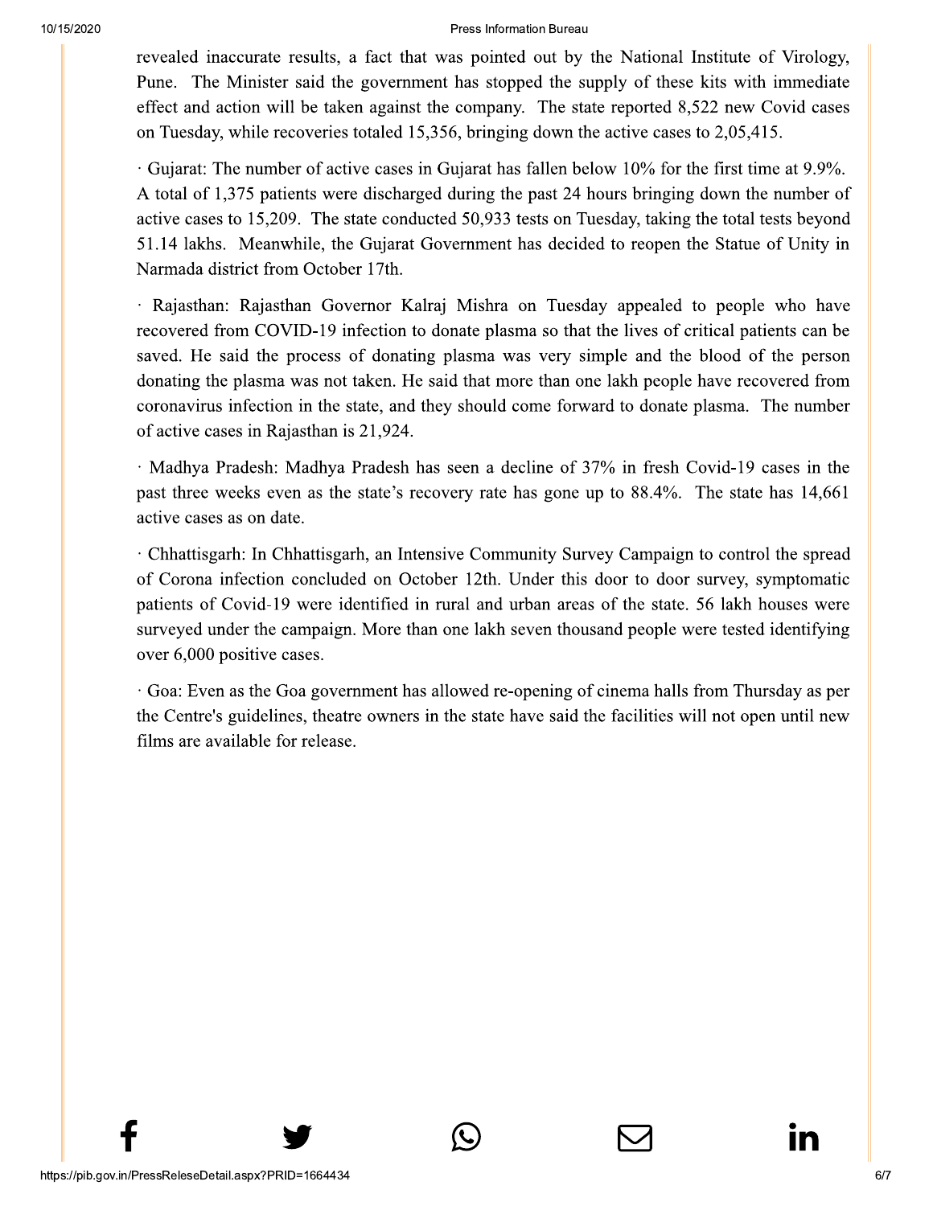revealed inaccurate results, a fact that was pointed out by the National Institute of Virology, Pune. The Minister said the government has stopped the supply of these kits with immediate effect and action will be taken against the company. The state reported 8,522 new Covid cases on Tuesday, while recoveries totaled 15,356, bringing down the active cases to 2,05,415.

· Gujarat: The number of active cases in Gujarat has fallen below 10% for the first time at 9.9%. A total of 1,375 patients were discharged during the past 24 hours bringing down the number of active cases to 15,209. The state conducted 50,933 tests on Tuesday, taking the total tests beyond 51.14 lakhs. Meanwhile, the Gujarat Government has decided to reopen the Statue of Unity in Narmada district from October 17th.

· Rajasthan: Rajasthan Governor Kalraj Mishra on Tuesday appealed to people who have recovered from COVID-19 infection to donate plasma so that the lives of critical patients can be saved. He said the process of donating plasma was very simple and the blood of the person donating the plasma was not taken. He said that more than one lakh people have recovered from coronavirus infection in the state, and they should come forward to donate plasma. The number of active cases in Rajasthan is 21,924.

· Madhya Pradesh: Madhya Pradesh has seen a decline of 37% in fresh Covid-19 cases in the past three weeks even as the state's recovery rate has gone up to 88.4%. The state has 14,661 active cases as on date.

· Chhattisgarh: In Chhattisgarh, an Intensive Community Survey Campaign to control the spread of Corona infection concluded on October 12th. Under this door to door survey, symptomatic patients of Covid-19 were identified in rural and urban areas of the state. 56 lakh houses were surveyed under the campaign. More than one lakh seven thousand people were tested identifying over 6,000 positive cases.

· Goa: Even as the Goa government has allowed re-opening of cinema halls from Thursday as per the Centre's guidelines, theatre owners in the state have said the facilities will not open until new films are available for release.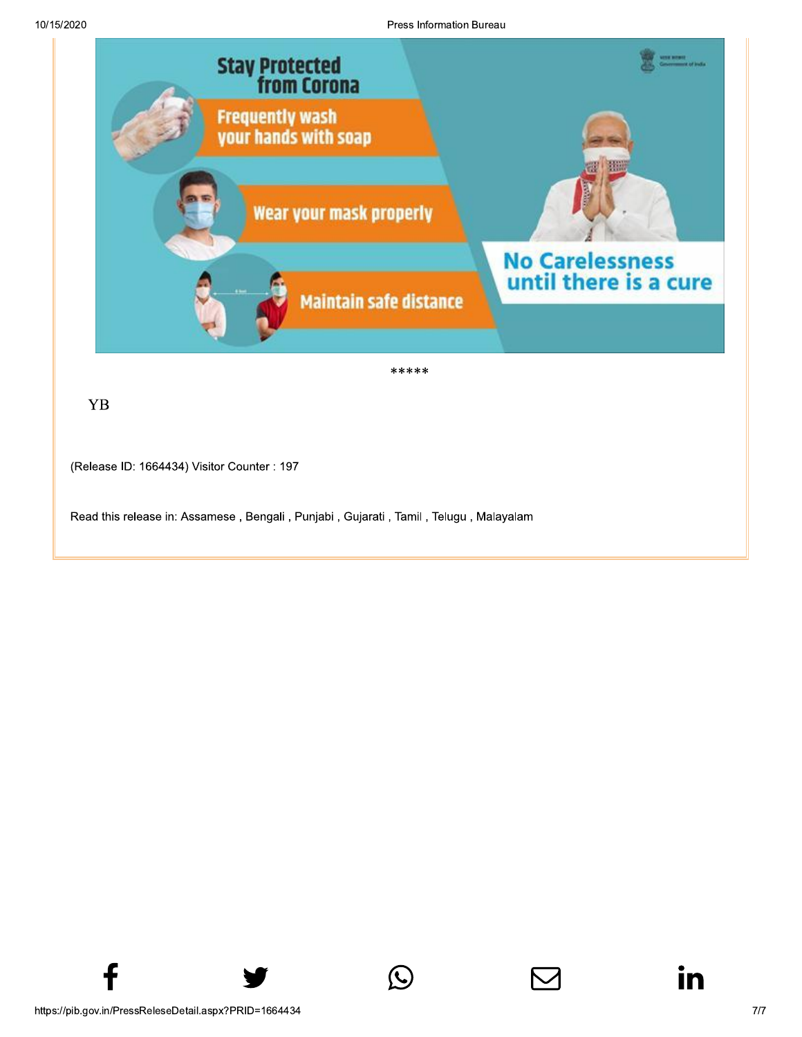Stay Protected from Corona

Frequently wash your hands with soap

Wear your mask properly

Maintain safe distance

No Carelessness until there is a cure

\*\*\*\*\*

YB

(Release ID: 1664434) Visitor Counter : 197

Read this release in: Assamese , Bengali , Punjabi , Gujarati , Tamil , Telugu , Malayalam